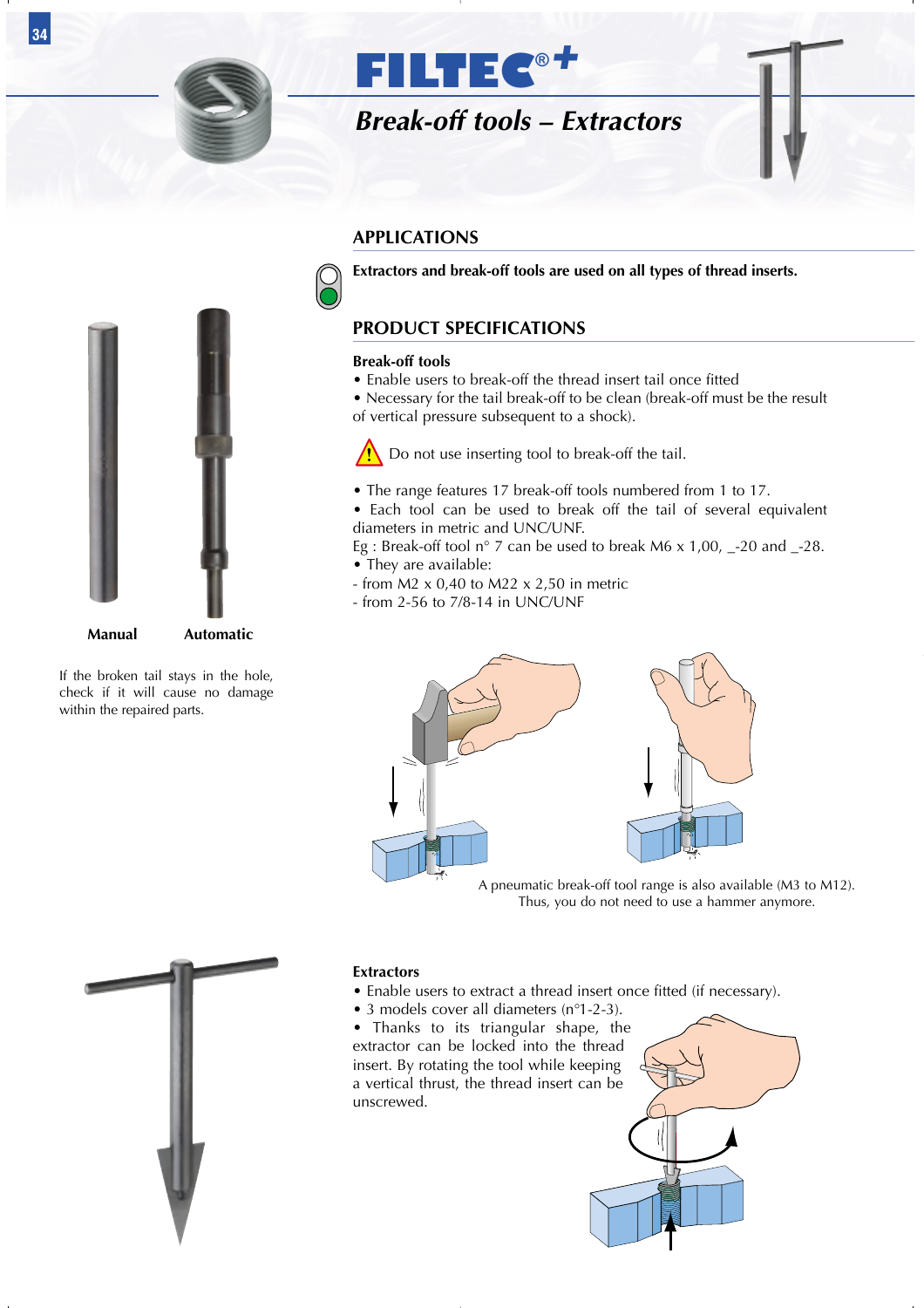# FILTEC®+

## Break-off tools – Extractors

## APPLICATIONS

**Extractors and break-off tools are used on all types of thread inserts.**

## PRODUCT SPECIFICATIONS

### Break-off tools

- Enable users to break-off the thread insert tail once fitted
- Necessary for the tail break-off to be clean (break-off must be the result of vertical pressure subsequent to a shock).

Do not use inserting tool to break-off the tail.

- The range features 17 break-off tools numbered from 1 to 17.
- Each tool can be used to break off the tail of several equivalent diameters in metric and UNC/UNF.

Eg : Break-off tool n° 7 can be used to break M6 x 1,00, _-20 and _-28.

- They are available:
- from M2 x 0,40 to M22 x 2,50 in metric
- from 2-56 to 7/8-14 in UNC/UNF

**Manual** **Automatic**

If the broken tail stays in the hole, check if it will cause no damage within the repaired parts.

A pneumatic break-off tool range is also available (M3 to M12). Thus, you do not need to use a hammer anymore.

### Extractors

- Enable users to extract a thread insert once fitted (if necessary).
- 3 models cover all diameters (n°1-2-3).
- Thanks to its triangular shape, the extractor can be locked into the thread insert. By rotating the tool while keeping a vertical thrust, the thread insert can be unscrewed.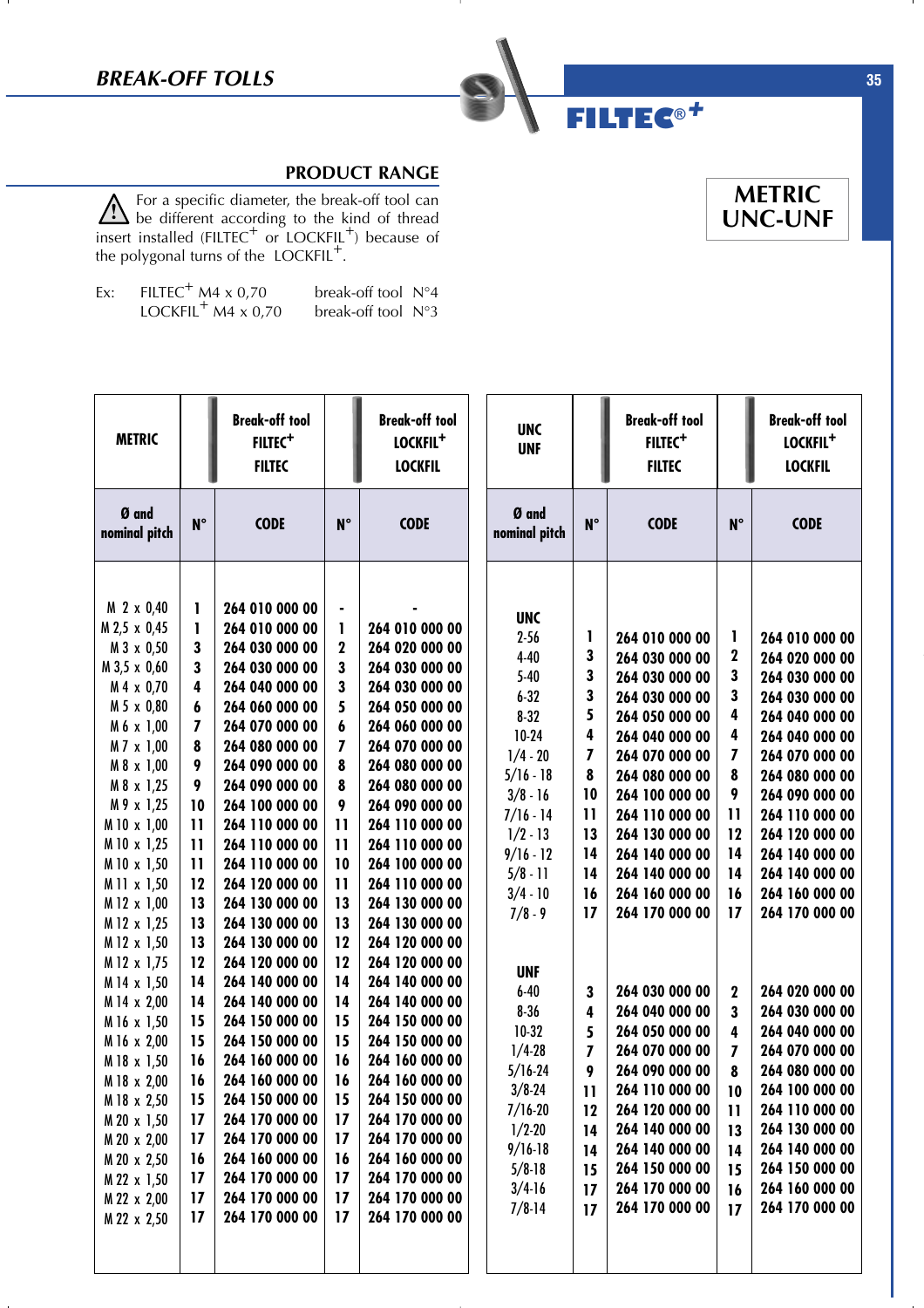## BREAK-OFF TOLLS

FILTEC®+

### PRODUCT RANGE

**METRIC UNC-UNF**

⚠ For a specific diameter, the break-off tool can be different according to the kind of thread insert installed (FILTEC+ or LOCKFIL+) because of the polygonal turns of the LOCKFIL+.

Ex: FILTEC+ M4 x 0,70 break-off tool N°4
LOCKFIL+ M4 x 0,70 break-off tool N°3

| METRIC | Break-off tool FILTEC+ FILTEC | | Break-off tool LOCKFIL+ LOCKFIL | |
|---|---|---|---|---|
| Ø and nominal pitch | N° | CODE | N° | CODE |
| M 2 x 0,40 | 1 | 264 010 000 00 | - | - |
| M 2,5 x 0,45 | 1 | 264 010 000 00 | 1 | 264 010 000 00 |
| M 3 x 0,50 | 3 | 264 030 000 00 | 2 | 264 020 000 00 |
| M 3,5 x 0,60 | 3 | 264 030 000 00 | 3 | 264 030 000 00 |
| M 4 x 0,70 | 4 | 264 040 000 00 | 3 | 264 030 000 00 |
| M 5 x 0,80 | 6 | 264 060 000 00 | 5 | 264 050 000 00 |
| M 6 x 1,00 | 7 | 264 070 000 00 | 6 | 264 060 000 00 |
| M 7 x 1,00 | 8 | 264 080 000 00 | 7 | 264 070 000 00 |
| M 8 x 1,00 | 9 | 264 090 000 00 | 8 | 264 080 000 00 |
| M 8 x 1,25 | 9 | 264 090 000 00 | 8 | 264 080 000 00 |
| M 9 x 1,25 | 10 | 264 100 000 00 | 9 | 264 090 000 00 |
| M 10 x 1,00 | 11 | 264 110 000 00 | 11 | 264 110 000 00 |
| M 10 x 1,25 | 11 | 264 110 000 00 | 11 | 264 110 000 00 |
| M 10 x 1,50 | 11 | 264 110 000 00 | 10 | 264 100 000 00 |
| M 11 x 1,50 | 12 | 264 120 000 00 | 11 | 264 110 000 00 |
| M 12 x 1,00 | 13 | 264 130 000 00 | 13 | 264 130 000 00 |
| M 12 x 1,25 | 13 | 264 130 000 00 | 13 | 264 130 000 00 |
| M 12 x 1,50 | 13 | 264 130 000 00 | 12 | 264 120 000 00 |
| M 12 x 1,75 | 12 | 264 120 000 00 | 12 | 264 120 000 00 |
| M 14 x 1,50 | 14 | 264 140 000 00 | 14 | 264 140 000 00 |
| M 14 x 2,00 | 14 | 264 140 000 00 | 14 | 264 140 000 00 |
| M 16 x 1,50 | 15 | 264 150 000 00 | 15 | 264 150 000 00 |
| M 16 x 2,00 | 15 | 264 150 000 00 | 15 | 264 150 000 00 |
| M 18 x 1,50 | 16 | 264 160 000 00 | 16 | 264 160 000 00 |
| M 18 x 2,00 | 16 | 264 160 000 00 | 16 | 264 160 000 00 |
| M 18 x 2,50 | 15 | 264 150 000 00 | 15 | 264 150 000 00 |
| M 20 x 1,50 | 17 | 264 170 000 00 | 17 | 264 170 000 00 |
| M 20 x 2,00 | 17 | 264 170 000 00 | 17 | 264 170 000 00 |
| M 20 x 2,50 | 16 | 264 160 000 00 | 16 | 264 160 000 00 |
| M 22 x 1,50 | 17 | 264 170 000 00 | 17 | 264 170 000 00 |
| M 22 x 2,00 | 17 | 264 170 000 00 | 17 | 264 170 000 00 |
| M 22 x 2,50 | 17 | 264 170 000 00 | 17 | 264 170 000 00 |

| UNC UNF | Break-off tool FILTEC+ FILTEC | | Break-off tool LOCKFIL+ LOCKFIL | |
|---|---|---|---|---|
| Ø and nominal pitch | N° | CODE | N° | CODE |
| **UNC** | | | | |
| 2-56 | 1 | 264 010 000 00 | 1 | 264 010 000 00 |
| 4-40 | 3 | 264 030 000 00 | 2 | 264 020 000 00 |
| 5-40 | 3 | 264 030 000 00 | 3 | 264 030 000 00 |
| 6-32 | 3 | 264 030 000 00 | 3 | 264 030 000 00 |
| 8-32 | 5 | 264 050 000 00 | 4 | 264 040 000 00 |
| 10-24 | 4 | 264 040 000 00 | 4 | 264 040 000 00 |
| 1/4 - 20 | 7 | 264 070 000 00 | 7 | 264 070 000 00 |
| 5/16 - 18 | 8 | 264 080 000 00 | 8 | 264 080 000 00 |
| 3/8 - 16 | 10 | 264 100 000 00 | 9 | 264 090 000 00 |
| 7/16 - 14 | 11 | 264 110 000 00 | 11 | 264 110 000 00 |
| 1/2 - 13 | 13 | 264 130 000 00 | 12 | 264 120 000 00 |
| 9/16 - 12 | 14 | 264 140 000 00 | 14 | 264 140 000 00 |
| 5/8 - 11 | 14 | 264 140 000 00 | 14 | 264 140 000 00 |
| 3/4 - 10 | 16 | 264 160 000 00 | 16 | 264 160 000 00 |
| 7/8 - 9 | 17 | 264 170 000 00 | 17 | 264 170 000 00 |
| **UNF** | | | | |
| 6-40 | 3 | 264 030 000 00 | 2 | 264 020 000 00 |
| 8-36 | 4 | 264 040 000 00 | 3 | 264 030 000 00 |
| 10-32 | 5 | 264 050 000 00 | 4 | 264 040 000 00 |
| 1/4-28 | 7 | 264 070 000 00 | 7 | 264 070 000 00 |
| 5/16-24 | 9 | 264 090 000 00 | 8 | 264 080 000 00 |
| 3/8-24 | 11 | 264 110 000 00 | 10 | 264 100 000 00 |
| 7/16-20 | 12 | 264 120 000 00 | 11 | 264 110 000 00 |
| 1/2-20 | 14 | 264 140 000 00 | 13 | 264 130 000 00 |
| 9/16-18 | 14 | 264 140 000 00 | 14 | 264 140 000 00 |
| 5/8-18 | 15 | 264 150 000 00 | 15 | 264 150 000 00 |
| 3/4-16 | 17 | 264 170 000 00 | 16 | 264 160 000 00 |
| 7/8-14 | 17 | 264 170 000 00 | 17 | 264 170 000 00 |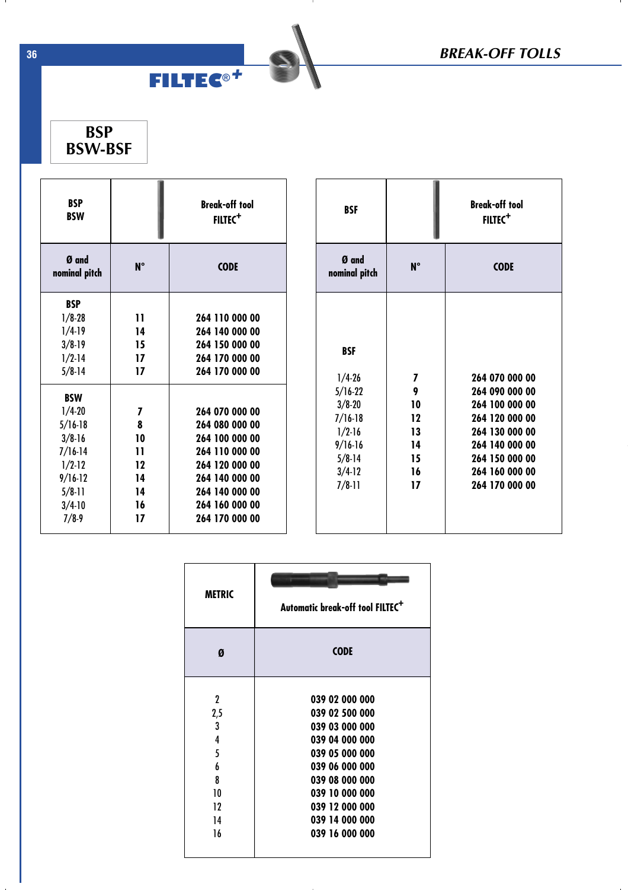## BREAK-OFF TOLLS

**FILTEC®+**

# BSP
# BSW-BSF

| BSP BSW | Break-off tool FILTEC+ | |
|---|---|---|
| **Ø and nominal pitch** | **N°** | **CODE** |
| **BSP** | | |
| 1/8-28 | 11 | 264 110 000 00 |
| 1/4-19 | 14 | 264 140 000 00 |
| 3/8-19 | 15 | 264 150 000 00 |
| 1/2-14 | 17 | 264 170 000 00 |
| 5/8-14 | 17 | 264 170 000 00 |
| **BSW** | | |
| 1/4-20 | 7 | 264 070 000 00 |
| 5/16-18 | 8 | 264 080 000 00 |
| 3/8-16 | 10 | 264 100 000 00 |
| 7/16-14 | 11 | 264 110 000 00 |
| 1/2-12 | 12 | 264 120 000 00 |
| 9/16-12 | 14 | 264 140 000 00 |
| 5/8-11 | 14 | 264 140 000 00 |
| 3/4-10 | 16 | 264 160 000 00 |
| 7/8-9 | 17 | 264 170 000 00 |

| BSF | Break-off tool FILTEC+ | |
|---|---|---|
| **Ø and nominal pitch** | **N°** | **CODE** |
| **BSF** | | |
| 1/4-26 | 7 | 264 070 000 00 |
| 5/16-22 | 9 | 264 090 000 00 |
| 3/8-20 | 10 | 264 100 000 00 |
| 7/16-18 | 12 | 264 120 000 00 |
| 1/2-16 | 13 | 264 130 000 00 |
| 9/16-16 | 14 | 264 140 000 00 |
| 5/8-14 | 15 | 264 150 000 00 |
| 3/4-12 | 16 | 264 160 000 00 |
| 7/8-11 | 17 | 264 170 000 00 |

| METRIC | Automatic break-off tool FILTEC+ |
|---|---|
| **Ø** | **CODE** |
| 2 | 039 02 000 000 |
| 2,5 | 039 02 500 000 |
| 3 | 039 03 000 000 |
| 4 | 039 04 000 000 |
| 5 | 039 05 000 000 |
| 6 | 039 06 000 000 |
| 8 | 039 08 000 000 |
| 10 | 039 10 000 000 |
| 12 | 039 12 000 000 |
| 14 | 039 14 000 000 |
| 16 | 039 16 000 000 |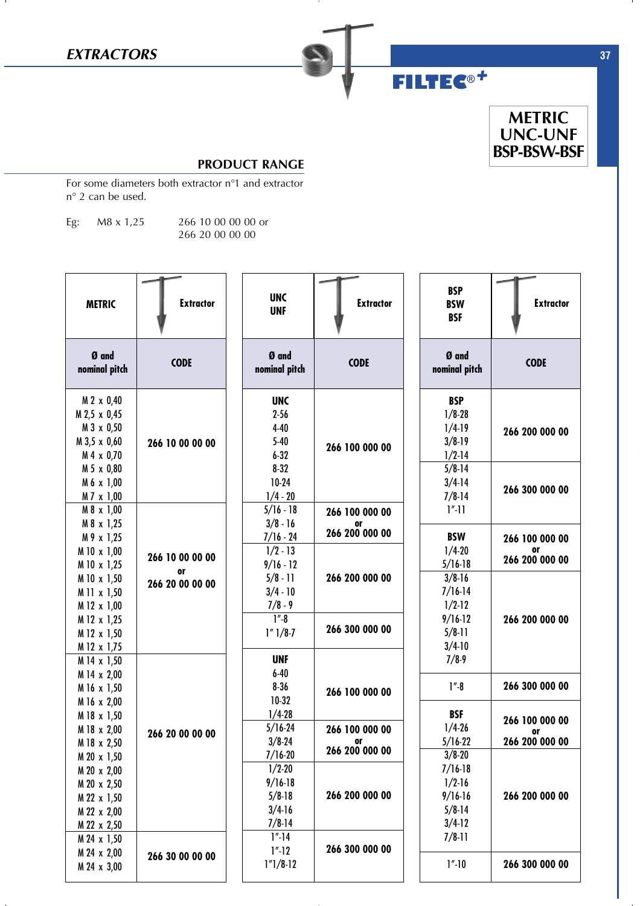# EXTRACTORS

FILTEC®+

**METRIC**
**UNC-UNF**
**BSP-BSW-BSF**

## PRODUCT RANGE

For some diameters both extractor n°1 and extractor n° 2 can be used.

Eg: M8 x 1,25 266 10 00 00 00 or
266 20 00 00 00

| METRIC | Extractor |
|---|---|
| **Ø and nominal pitch** | **CODE** |
| M 2 x 0,40<br>M 2,5 x 0,45<br>M 3 x 0,50<br>M 3,5 x 0,60<br>M 4 x 0,70<br>M 5 x 0,80<br>M 6 x 1,00<br>M 7 x 1,00 | 266 10 00 00 00 |
| M 8 x 1,00<br>M 8 x 1,25<br>M 9 x 1,25<br>M 10 x 1,00<br>M 10 x 1,25<br>M 10 x 1,50<br>M 11 x 1,50<br>M 12 x 1,00<br>M 12 x 1,25<br>M 12 x 1,50<br>M 12 x 1,75 | 266 10 00 00 00 or 266 20 00 00 00 |
| M 14 x 1,50<br>M 14 x 2,00<br>M 16 x 1,50<br>M 16 x 2,00<br>M 18 x 1,50<br>M 18 x 2,00<br>M 18 x 2,50<br>M 20 x 1,50<br>M 20 x 2,00<br>M 20 x 2,50<br>M 22 x 1,50<br>M 22 x 2,00<br>M 22 x 2,50 | 266 20 00 00 00 |
| M 24 x 1,50<br>M 24 x 2,00<br>M 24 x 3,00 | 266 30 00 00 00 |

| UNC UNF | Extractor |
|---|---|
| **Ø and nominal pitch** | **CODE** |
| **UNC**<br>2-56<br>4-40<br>5-40<br>6-32<br>8-32<br>10-24<br>1/4 - 20 | 266 100 000 00 |
| 5/16 - 18<br>3/8 - 16<br>7/16 - 24 | 266 100 000 00 or 266 200 000 00 |
| 1/2 - 13<br>9/16 - 12<br>5/8 - 11<br>3/4 - 10<br>7/8 - 9 | 266 200 000 00 |
| 1"-8<br>1" 1/8-7 | 266 300 000 00 |
| **UNF**<br>6-40<br>8-36<br>10-32<br>1/4-28 | 266 100 000 00 |
| 5/16-24<br>3/8-24<br>7/16-20 | 266 100 000 00 or 266 200 000 00 |
| 1/2-20<br>9/16-18<br>5/8-18<br>3/4-16<br>7/8-14 | 266 200 000 00 |
| 1"-14<br>1"-12<br>1"1/8-12 | 266 300 000 00 |

| BSP BSW BSF | Extractor |
|---|---|
| **Ø and nominal pitch** | **CODE** |
| **BSP**<br>1/8-28<br>1/4-19<br>3/8-19<br>1/2-14 | 266 200 000 00 |
| 5/8-14<br>3/4-14<br>7/8-14<br>1"-11 | 266 300 000 00 |
| **BSW**<br>1/4-20<br>5/16-18 | 266 100 000 00 or 266 200 000 00 |
| 3/8-16<br>7/16-14<br>1/2-12<br>9/16-12<br>5/8-11<br>3/4-10<br>7/8-9 | 266 200 000 00 |
| 1"-8 | 266 300 000 00 |
| **BSF**<br>1/4-26<br>5/16-22 | 266 100 000 00 or 266 200 000 00 |
| 3/8-20<br>7/16-18<br>1/2-16<br>9/16-16<br>5/8-14<br>3/4-12<br>7/8-11 | 266 200 000 00 |
| 1"-10 | 266 300 000 00 |